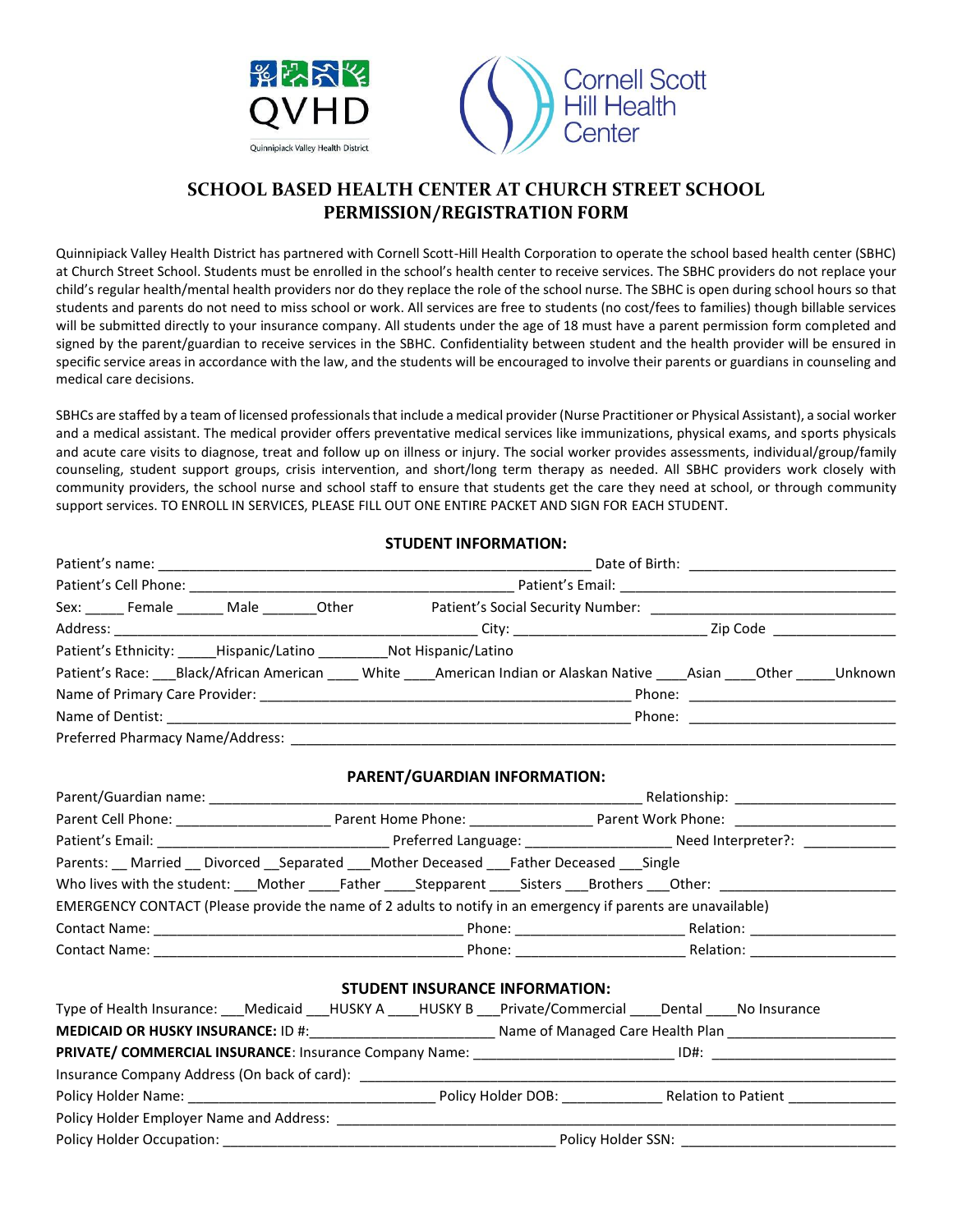QVHD

Quinnipiack Valley Health District

Cornell Scott Hill Health Center

# SCHOOL BASED HEALTH CENTER AT CHURCH STREET SCHOOL PERMISSION/REGISTRATION FORM

Quinnipiack Valley Health District has partnered with Cornell Scott-Hill Health Corporation to operate the school based health center (SBHC) at Church Street School. Students must be enrolled in the school's health center to receive services. The SBHC providers do not replace your child's regular health/mental health providers nor do they replace the role of the school nurse. The SBHC is open during school hours so that students and parents do not need to miss school or work. All services are free to students (no cost/fees to families) though billable services will be submitted directly to your insurance company. All students under the age of 18 must have a parent permission form completed and signed by the parent/guardian to receive services in the SBHC. Confidentiality between student and the health provider will be ensured in specific service areas in accordance with the law, and the students will be encouraged to involve their parents or guardians in counseling and medical care decisions.

SBHCs are staffed by a team of licensed professionals that include a medical provider (Nurse Practitioner or Physical Assistant), a social worker and a medical assistant. The medical provider offers preventative medical services like immunizations, physical exams, and sports physicals and acute care visits to diagnose, treat and follow up on illness or injury. The social worker provides assessments, individual/group/family counseling, student support groups, crisis intervention, and short/long term therapy as needed. All SBHC providers work closely with community providers, the school nurse and school staff to ensure that students get the care they need at school, or through community support services. TO ENROLL IN SERVICES, PLEASE FILL OUT ONE ENTIRE PACKET AND SIGN FOR EACH STUDENT.

## STUDENT INFORMATION:

Patient's name: ______________________________ Date of Birth: ______________

Patient's Cell Phone: ______________________ Patient's Email: ____________________

Sex: _____ Female ______ Male _______Other Patient's Social Security Number: __________________

Address: ___________________________ City: ______________ Zip Code __________

Patient's Ethnicity: _____Hispanic/Latino _________Not Hispanic/Latino

Patient's Race: ___Black/African American ____ White ____American Indian or Alaskan Native ____Asian ____Other _____Unknown

Name of Primary Care Provider: ___________________________ Phone: ______________

Name of Dentist: ___________________________________ Phone: ______________

Preferred Pharmacy Name/Address: _____________________________________________

## PARENT/GUARDIAN INFORMATION:

Parent/Guardian name: ______________________________ Relationship: ___________

Parent Cell Phone: ___________ Parent Home Phone: _________ Parent Work Phone: ___________

Patient's Email: __________________ Preferred Language: ____________ Need Interpreter?: _______

Parents: __ Married __ Divorced __Separated ___Mother Deceased ___Father Deceased ___Single

Who lives with the student: ___Mother ____Father ____Stepparent ____Sisters ___Brothers ___Other: ______________

EMERGENCY CONTACT (Please provide the name of 2 adults to notify in an emergency if parents are unavailable)

Contact Name: ______________________ Phone: ____________ Relation: ___________

Contact Name: ______________________ Phone: ____________ Relation: ___________

## STUDENT INSURANCE INFORMATION:

Type of Health Insurance: ___Medicaid ___HUSKY A ____HUSKY B ___Private/Commercial ____Dental ____No Insurance

**MEDICAID OR HUSKY INSURANCE:** ID #:______________ Name of Managed Care Health Plan ______________

**PRIVATE/ COMMERCIAL INSURANCE**: Insurance Company Name: ________________ ID#: ______________

Insurance Company Address (On back of card): __________________________________________

Policy Holder Name: ___________________ Policy Holder DOB: ________ Relation to Patient _________

Policy Holder Employer Name and Address: ______________________________________

Policy Holder Occupation: __________________________ Policy Holder SSN: ________________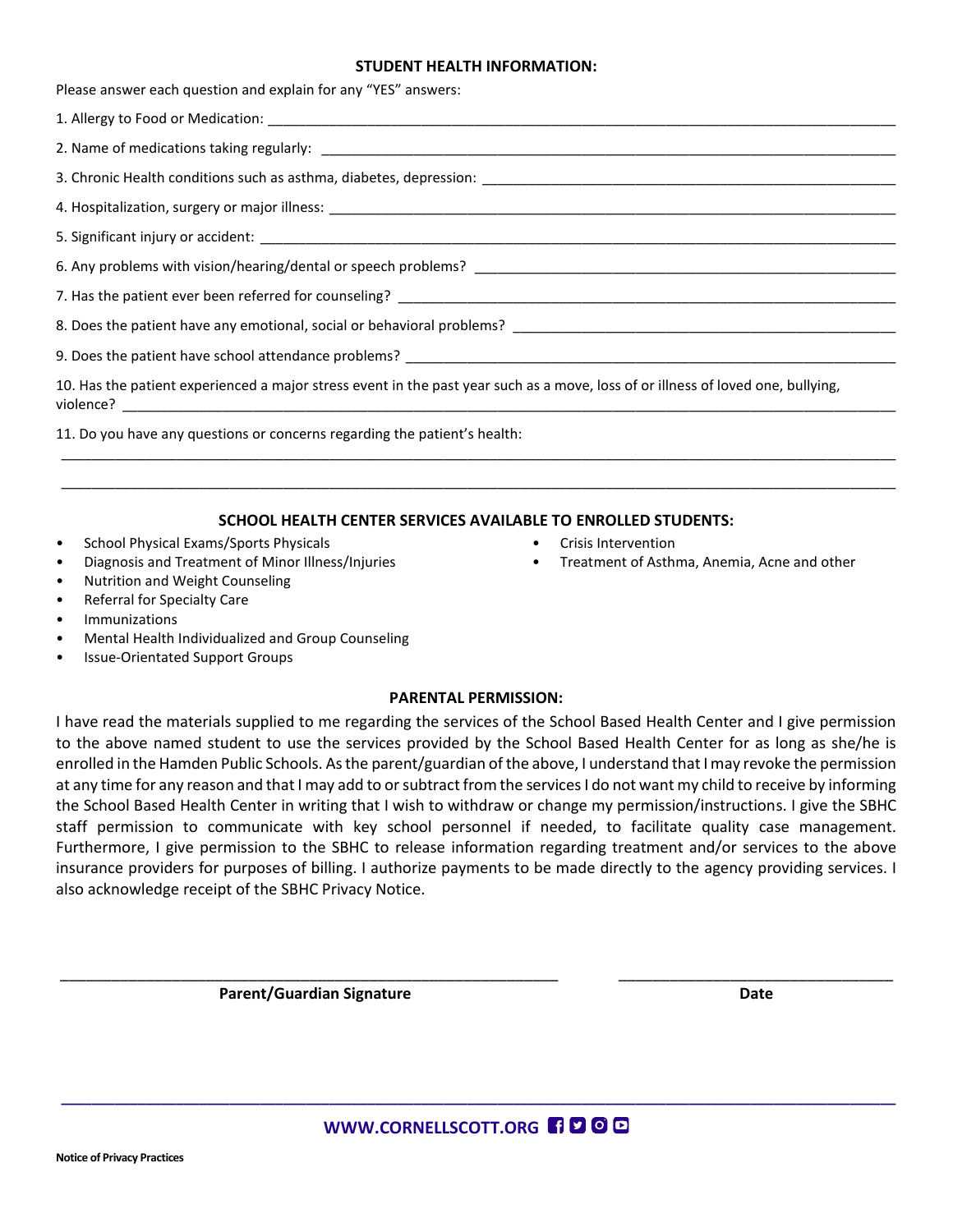## STUDENT HEALTH INFORMATION:

Please answer each question and explain for any "YES" answers:

1. Allergy to Food or Medication: ______________________________
2. Name of medications taking regularly: ______________________________
3. Chronic Health conditions such as asthma, diabetes, depression: ______________________________
4. Hospitalization, surgery or major illness: ______________________________
5. Significant injury or accident: ______________________________
6. Any problems with vision/hearing/dental or speech problems? ______________________________
7. Has the patient ever been referred for counseling? ______________________________
8. Does the patient have any emotional, social or behavioral problems? ______________________________
9. Does the patient have school attendance problems? ______________________________
10. Has the patient experienced a major stress event in the past year such as a move, loss of or illness of loved one, bullying, violence? ______________________________
11. Do you have any questions or concerns regarding the patient's health:

______________________________

______________________________

## SCHOOL HEALTH CENTER SERVICES AVAILABLE TO ENROLLED STUDENTS:

- School Physical Exams/Sports Physicals
- Diagnosis and Treatment of Minor Illness/Injuries
- Nutrition and Weight Counseling
- Referral for Specialty Care
- Immunizations
- Mental Health Individualized and Group Counseling
- Issue-Orientated Support Groups
- Crisis Intervention
- Treatment of Asthma, Anemia, Acne and other

## PARENTAL PERMISSION:

I have read the materials supplied to me regarding the services of the School Based Health Center and I give permission to the above named student to use the services provided by the School Based Health Center for as long as she/he is enrolled in the Hamden Public Schools. As the parent/guardian of the above, I understand that I may revoke the permission at any time for any reason and that I may add to or subtract from the services I do not want my child to receive by informing the School Based Health Center in writing that I wish to withdraw or change my permission/instructions. I give the SBHC staff permission to communicate with key school personnel if needed, to facilitate quality case management. Furthermore, I give permission to the SBHC to release information regarding treatment and/or services to the above insurance providers for purposes of billing. I authorize payments to be made directly to the agency providing services. I also acknowledge receipt of the SBHC Privacy Notice.

______________________________ ______________________________

**Parent/Guardian Signature** **Date**

**WWW.CORNELLSCOTT.ORG**

**Notice of Privacy Practices**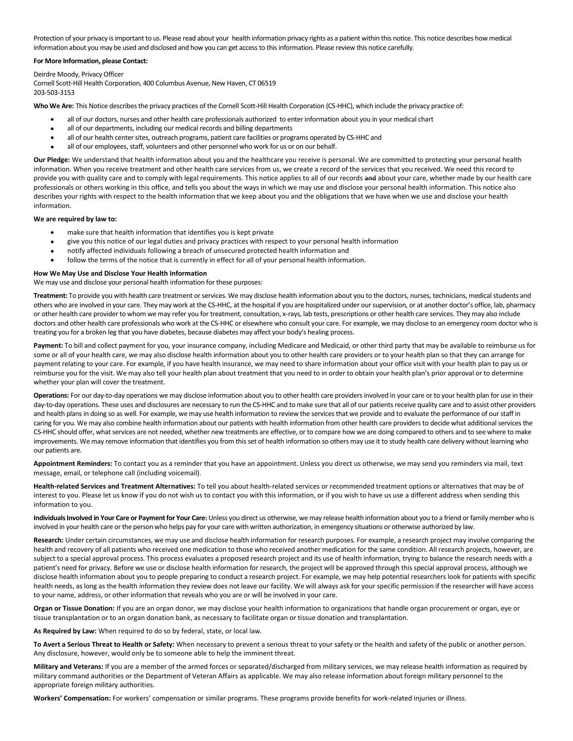Protection of your privacy is important to us. Please read about your health information privacy rights as a patient within this notice. This notice describes how medical information about you may be used and disclosed and how you can get access to this information. Please review this notice carefully.

**For More Information, please Contact:**

Deirdre Moody, Privacy Officer
Cornell Scott-Hill Health Corporation, 400 Columbus Avenue, New Haven, CT 06519
203-503-3153

**Who We Are:** This Notice describes the privacy practices of the Cornell Scott-Hill Health Corporation (CS-HHC), which include the privacy practice of:

- all of our doctors, nurses and other health care professionals authorized to enter information about you in your medical chart
- all of our departments, including our medical records and billing departments
- all of our health center sites, outreach programs, patient care facilities or programs operated by CS-HHC and
- all of our employees, staff, volunteers and other personnel who work for us or on our behalf.

**Our Pledge:** We understand that health information about you and the healthcare you receive is personal. We are committed to protecting your personal health information. When you receive treatment and other health care services from us, we create a record of the services that you received. We need this record to provide you with quality care and to comply with legal requirements. This notice applies to all of our records ~~and~~ about your care, whether made by our health care professionals or others working in this office, and tells you about the ways in which we may use and disclose your personal health information. This notice also describes your rights with respect to the health information that we keep about you and the obligations that we have when we use and disclose your health information.

**We are required by law to:**

- make sure that health information that identifies you is kept private
- give you this notice of our legal duties and privacy practices with respect to your personal health information
- notify affected individuals following a breach of unsecured protected health information and
- follow the terms of the notice that is currently in effect for all of your personal health information.

**How We May Use and Disclose Your Health Information**
We may use and disclose your personal health information for these purposes:

**Treatment:** To provide you with health care treatment or services. We may disclose health information about you to the doctors, nurses, technicians, medical students and others who are involved in your care. They may work at the CS-HHC, at the hospital if you are hospitalized under our supervision, or at another doctor's office, lab, pharmacy or other health care provider to whom we may refer you for treatment, consultation, x-rays, lab tests, prescriptions or other health care services. They may also include doctors and other health care professionals who work at the CS-HHC or elsewhere who consult your care. For example, we may disclose to an emergency room doctor who is treating you for a broken leg that you have diabetes, because diabetes may affect your body's healing process.

**Payment:** To bill and collect payment for you, your insurance company, including Medicare and Medicaid, or other third party that may be available to reimburse us for some or all of your health care, we may also disclose health information about you to other health care providers or to your health plan so that they can arrange for payment relating to your care. For example, if you have health insurance, we may need to share information about your office visit with your health plan to pay us or reimburse you for the visit. We may also tell your health plan about treatment that you need to in order to obtain your health plan's prior approval or to determine whether your plan will cover the treatment.

**Operations:** For our day-to-day operations we may disclose information about you to other health care providers involved in your care or to your health plan for use in their day-to-day operations. These uses and disclosures are necessary to run the CS-HHC and to make sure that all of our patients receive quality care and to assist other providers and health plans in doing so as well. For example, we may use health information to review the services that we provide and to evaluate the performance of our staff in caring for you. We may also combine health information about our patients with health information from other health care providers to decide what additional services the CS-HHC should offer, what services are not needed, whether new treatments are effective, or to compare how we are doing compared to others and to see where to make improvements. We may remove information that identifies you from this set of health information so others may use it to study health care delivery without learning who our patients are.

**Appointment Reminders:** To contact you as a reminder that you have an appointment. Unless you direct us otherwise, we may send you reminders via mail, text message, email, or telephone call (including voicemail).

**Health-related Services and Treatment Alternatives:** To tell you about health-related services or recommended treatment options or alternatives that may be of interest to you. Please let us know if you do not wish us to contact you with this information, or if you wish to have us use a different address when sending this information to you.

**Individuals Involved in Your Care or Payment for Your Care:** Unless you direct us otherwise, we may release health information about you to a friend or family member who is involved in your health care or the person who helps pay for your care with written authorization, in emergency situations or otherwise authorized by law.

**Research:** Under certain circumstances, we may use and disclose health information for research purposes. For example, a research project may involve comparing the health and recovery of all patients who received one medication to those who received another medication for the same condition. All research projects, however, are subject to a special approval process. This process evaluates a proposed research project and its use of health information, trying to balance the research needs with a patient's need for privacy. Before we use or disclose health information for research, the project will be approved through this special approval process, although we disclose health information about you to people preparing to conduct a research project. For example, we may help potential researchers look for patients with specific health needs, as long as the health information they review does not leave our facility. We will always ask for your specific permission if the researcher will have access to your name, address, or other information that reveals who you are or will be involved in your care.

**Organ or Tissue Donation:** If you are an organ donor, we may disclose your health information to organizations that handle organ procurement or organ, eye or tissue transplantation or to an organ donation bank, as necessary to facilitate organ or tissue donation and transplantation.

**As Required by Law:** When required to do so by federal, state, or local law.

**To Avert a Serious Threat to Health or Safety:** When necessary to prevent a serious threat to your safety or the health and safety of the public or another person. Any disclosure, however, would only be to someone able to help the imminent threat.

**Military and Veterans:** If you are a member of the armed forces or separated/discharged from military services, we may release health information as required by military command authorities or the Department of Veteran Affairs as applicable. We may also release information about foreign military personnel to the appropriate foreign military authorities.

**Workers' Compensation:** For workers' compensation or similar programs. These programs provide benefits for work-related injuries or illness.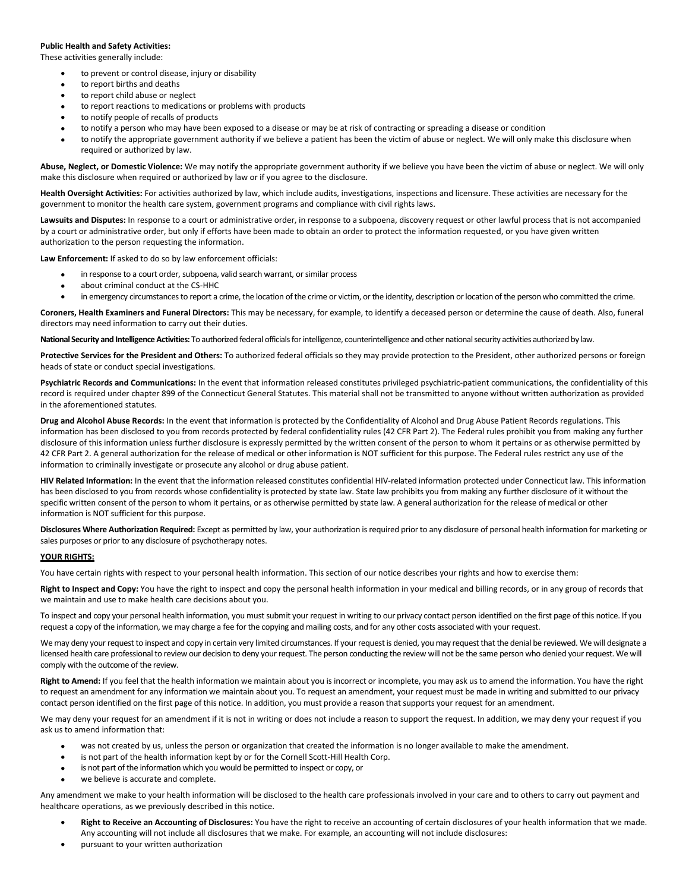**Public Health and Safety Activities:**
These activities generally include:

- to prevent or control disease, injury or disability
- to report births and deaths
- to report child abuse or neglect
- to report reactions to medications or problems with products
- to notify people of recalls of products
- to notify a person who may have been exposed to a disease or may be at risk of contracting or spreading a disease or condition
- to notify the appropriate government authority if we believe a patient has been the victim of abuse or neglect. We will only make this disclosure when required or authorized by law.

**Abuse, Neglect, or Domestic Violence:** We may notify the appropriate government authority if we believe you have been the victim of abuse or neglect. We will only make this disclosure when required or authorized by law or if you agree to the disclosure.

**Health Oversight Activities:** For activities authorized by law, which include audits, investigations, inspections and licensure. These activities are necessary for the government to monitor the health care system, government programs and compliance with civil rights laws.

**Lawsuits and Disputes:** In response to a court or administrative order, in response to a subpoena, discovery request or other lawful process that is not accompanied by a court or administrative order, but only if efforts have been made to obtain an order to protect the information requested, or you have given written authorization to the person requesting the information.

**Law Enforcement:** If asked to do so by law enforcement officials:

- in response to a court order, subpoena, valid search warrant, or similar process
- about criminal conduct at the CS-HHC
- in emergency circumstances to report a crime, the location of the crime or victim, or the identity, description or location of the person who committed the crime.

**Coroners, Health Examiners and Funeral Directors:** This may be necessary, for example, to identify a deceased person or determine the cause of death. Also, funeral directors may need information to carry out their duties.

**National Security and Intelligence Activities:** To authorized federal officials for intelligence, counterintelligence and other national security activities authorized by law.

**Protective Services for the President and Others:** To authorized federal officials so they may provide protection to the President, other authorized persons or foreign heads of state or conduct special investigations.

**Psychiatric Records and Communications:** In the event that information released constitutes privileged psychiatric-patient communications, the confidentiality of this record is required under chapter 899 of the Connecticut General Statutes. This material shall not be transmitted to anyone without written authorization as provided in the aforementioned statutes.

**Drug and Alcohol Abuse Records:** In the event that information is protected by the Confidentiality of Alcohol and Drug Abuse Patient Records regulations. This information has been disclosed to you from records protected by federal confidentiality rules (42 CFR Part 2). The Federal rules prohibit you from making any further disclosure of this information unless further disclosure is expressly permitted by the written consent of the person to whom it pertains or as otherwise permitted by 42 CFR Part 2. A general authorization for the release of medical or other information is NOT sufficient for this purpose. The Federal rules restrict any use of the information to criminally investigate or prosecute any alcohol or drug abuse patient.

**HIV Related Information:** In the event that the information released constitutes confidential HIV-related information protected under Connecticut law. This information has been disclosed to you from records whose confidentiality is protected by state law. State law prohibits you from making any further disclosure of it without the specific written consent of the person to whom it pertains, or as otherwise permitted by state law. A general authorization for the release of medical or other information is NOT sufficient for this purpose.

**Disclosures Where Authorization Required:** Except as permitted by law, your authorization is required prior to any disclosure of personal health information for marketing or sales purposes or prior to any disclosure of psychotherapy notes.

**YOUR RIGHTS:**

You have certain rights with respect to your personal health information. This section of our notice describes your rights and how to exercise them:

**Right to Inspect and Copy:** You have the right to inspect and copy the personal health information in your medical and billing records, or in any group of records that we maintain and use to make health care decisions about you.

To inspect and copy your personal health information, you must submit your request in writing to our privacy contact person identified on the first page of this notice. If you request a copy of the information, we may charge a fee for the copying and mailing costs, and for any other costs associated with your request.

We may deny your request to inspect and copy in certain very limited circumstances. If your request is denied, you may request that the denial be reviewed. We will designate a licensed health care professional to review our decision to deny your request. The person conducting the review will not be the same person who denied your request. We will comply with the outcome of the review.

**Right to Amend:** If you feel that the health information we maintain about you is incorrect or incomplete, you may ask us to amend the information. You have the right to request an amendment for any information we maintain about you. To request an amendment, your request must be made in writing and submitted to our privacy contact person identified on the first page of this notice. In addition, you must provide a reason that supports your request for an amendment.

We may deny your request for an amendment if it is not in writing or does not include a reason to support the request. In addition, we may deny your request if you ask us to amend information that:

- was not created by us, unless the person or organization that created the information is no longer available to make the amendment.
- is not part of the health information kept by or for the Cornell Scott-Hill Health Corp.
- is not part of the information which you would be permitted to inspect or copy, or
- we believe is accurate and complete.

Any amendment we make to your health information will be disclosed to the health care professionals involved in your care and to others to carry out payment and healthcare operations, as we previously described in this notice.

- **Right to Receive an Accounting of Disclosures:** You have the right to receive an accounting of certain disclosures of your health information that we made. Any accounting will not include all disclosures that we make. For example, an accounting will not include disclosures:
- pursuant to your written authorization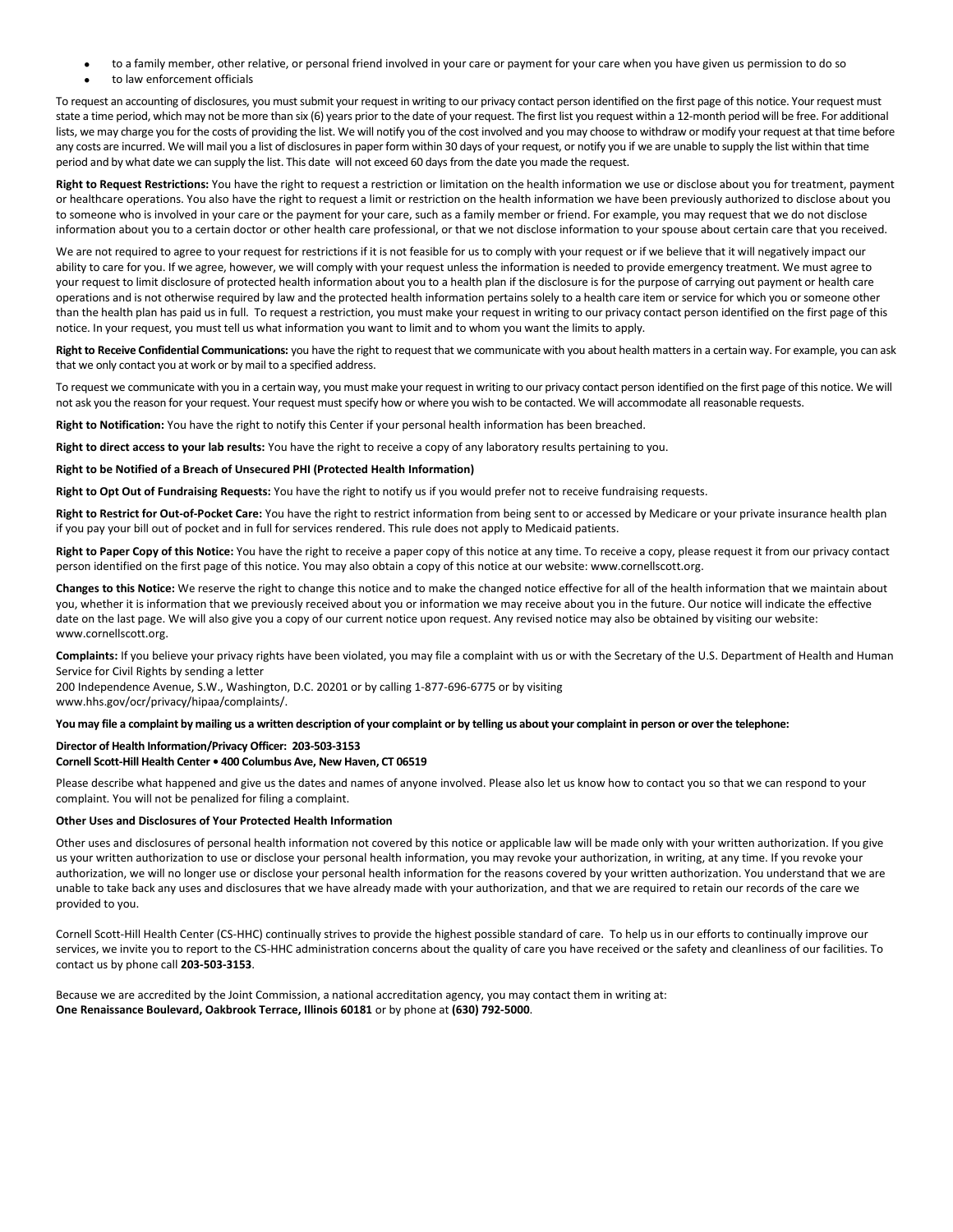- to a family member, other relative, or personal friend involved in your care or payment for your care when you have given us permission to do so
- to law enforcement officials

To request an accounting of disclosures, you must submit your request in writing to our privacy contact person identified on the first page of this notice. Your request must state a time period, which may not be more than six (6) years prior to the date of your request. The first list you request within a 12-month period will be free. For additional lists, we may charge you for the costs of providing the list. We will notify you of the cost involved and you may choose to withdraw or modify your request at that time before any costs are incurred. We will mail you a list of disclosures in paper form within 30 days of your request, or notify you if we are unable to supply the list within that time period and by what date we can supply the list. This date will not exceed 60 days from the date you made the request.

**Right to Request Restrictions:** You have the right to request a restriction or limitation on the health information we use or disclose about you for treatment, payment or healthcare operations. You also have the right to request a limit or restriction on the health information we have been previously authorized to disclose about you to someone who is involved in your care or the payment for your care, such as a family member or friend. For example, you may request that we do not disclose information about you to a certain doctor or other health care professional, or that we not disclose information to your spouse about certain care that you received.

We are not required to agree to your request for restrictions if it is not feasible for us to comply with your request or if we believe that it will negatively impact our ability to care for you. If we agree, however, we will comply with your request unless the information is needed to provide emergency treatment. We must agree to your request to limit disclosure of protected health information about you to a health plan if the disclosure is for the purpose of carrying out payment or health care operations and is not otherwise required by law and the protected health information pertains solely to a health care item or service for which you or someone other than the health plan has paid us in full. To request a restriction, you must make your request in writing to our privacy contact person identified on the first page of this notice. In your request, you must tell us what information you want to limit and to whom you want the limits to apply.

**Right to Receive Confidential Communications:** you have the right to request that we communicate with you about health matters in a certain way. For example, you can ask that we only contact you at work or by mail to a specified address.

To request we communicate with you in a certain way, you must make your request in writing to our privacy contact person identified on the first page of this notice. We will not ask you the reason for your request. Your request must specify how or where you wish to be contacted. We will accommodate all reasonable requests.

**Right to Notification:** You have the right to notify this Center if your personal health information has been breached.

**Right to direct access to your lab results:** You have the right to receive a copy of any laboratory results pertaining to you.

**Right to be Notified of a Breach of Unsecured PHI (Protected Health Information)**

**Right to Opt Out of Fundraising Requests:** You have the right to notify us if you would prefer not to receive fundraising requests.

**Right to Restrict for Out-of-Pocket Care:** You have the right to restrict information from being sent to or accessed by Medicare or your private insurance health plan if you pay your bill out of pocket and in full for services rendered. This rule does not apply to Medicaid patients.

**Right to Paper Copy of this Notice:** You have the right to receive a paper copy of this notice at any time. To receive a copy, please request it from our privacy contact person identified on the first page of this notice. You may also obtain a copy of this notice at our website: www.cornellscott.org.

**Changes to this Notice:** We reserve the right to change this notice and to make the changed notice effective for all of the health information that we maintain about you, whether it is information that we previously received about you or information we may receive about you in the future. Our notice will indicate the effective date on the last page. We will also give you a copy of our current notice upon request. Any revised notice may also be obtained by visiting our website: www.cornellscott.org.

**Complaints:** If you believe your privacy rights have been violated, you may file a complaint with us or with the Secretary of the U.S. Department of Health and Human Service for Civil Rights by sending a letter
200 Independence Avenue, S.W., Washington, D.C. 20201 or by calling 1-877-696-6775 or by visiting
www.hhs.gov/ocr/privacy/hipaa/complaints/.

**You may file a complaint by mailing us a written description of your complaint or by telling us about your complaint in person or over the telephone:**

**Director of Health Information/Privacy Officer: 203-503-3153**
**Cornell Scott-Hill Health Center • 400 Columbus Ave, New Haven, CT 06519**

Please describe what happened and give us the dates and names of anyone involved. Please also let us know how to contact you so that we can respond to your complaint. You will not be penalized for filing a complaint.

**Other Uses and Disclosures of Your Protected Health Information**

Other uses and disclosures of personal health information not covered by this notice or applicable law will be made only with your written authorization. If you give us your written authorization to use or disclose your personal health information, you may revoke your authorization, in writing, at any time. If you revoke your authorization, we will no longer use or disclose your personal health information for the reasons covered by your written authorization. You understand that we are unable to take back any uses and disclosures that we have already made with your authorization, and that we are required to retain our records of the care we provided to you.

Cornell Scott-Hill Health Center (CS-HHC) continually strives to provide the highest possible standard of care. To help us in our efforts to continually improve our services, we invite you to report to the CS-HHC administration concerns about the quality of care you have received or the safety and cleanliness of our facilities. To contact us by phone call **203-503-3153**.

Because we are accredited by the Joint Commission, a national accreditation agency, you may contact them in writing at:
**One Renaissance Boulevard, Oakbrook Terrace, Illinois 60181** or by phone at **(630) 792-5000**.